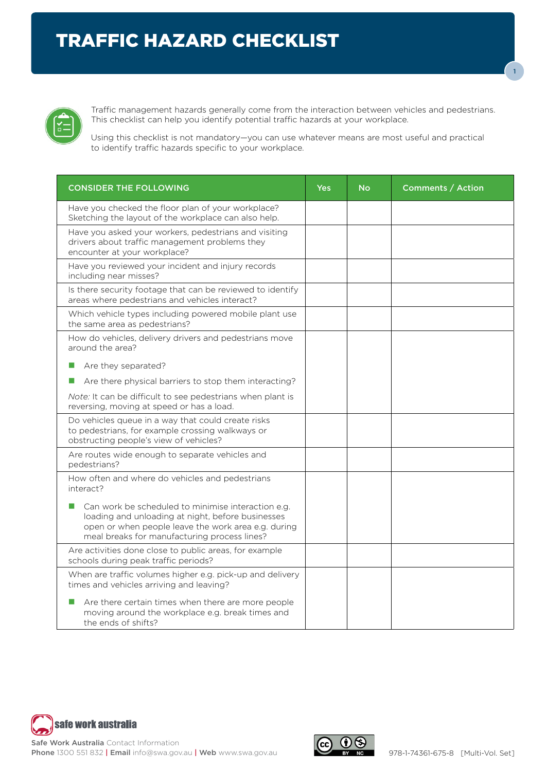# TRAFFIC HAZARD CHECKLIST

Traffic management hazards generally come from the interaction between vehicles and pedestrians. This checklist can help you identify potential traffic hazards at your workplace.

Using this checklist is not mandatory—you can use whatever means are most useful and practical to identify traffic hazards specific to your workplace.

| CONSIDER THE FOLLOWING | Yes | No | Comments / Action |
|---|---|---|---|
| Have you checked the floor plan of your workplace? Sketching the layout of the workplace can also help. | | | |
| Have you asked your workers, pedestrians and visiting drivers about traffic management problems they encounter at your workplace? | | | |
| Have you reviewed your incident and injury records including near misses? | | | |
| Is there security footage that can be reviewed to identify areas where pedestrians and vehicles interact? | | | |
| Which vehicle types including powered mobile plant use the same area as pedestrians? | | | |
| How do vehicles, delivery drivers and pedestrians move around the area?<br>- Are they separated?<br>- Are there physical barriers to stop them interacting?<br>*Note:* It can be difficult to see pedestrians when plant is reversing, moving at speed or has a load. | | | |
| Do vehicles queue in a way that could create risks to pedestrians, for example crossing walkways or obstructing people's view of vehicles? | | | |
| Are routes wide enough to separate vehicles and pedestrians? | | | |
| How often and where do vehicles and pedestrians interact?<br>- Can work be scheduled to minimise interaction e.g. loading and unloading at night, before businesses open or when people leave the work area e.g. during meal breaks for manufacturing process lines? | | | |
| Are activities done close to public areas, for example schools during peak traffic periods? | | | |
| When are traffic volumes higher e.g. pick-up and delivery times and vehicles arriving and leaving?<br>- Are there certain times when there are more people moving around the workplace e.g. break times and the ends of shifts? | | | |

safe work australia

**Safe Work Australia** Contact Information
**Phone** 1300 551 832 | **Email** info@swa.gov.au | **Web** www.swa.gov.au

978-1-74361-675-8 [Multi-Vol. Set]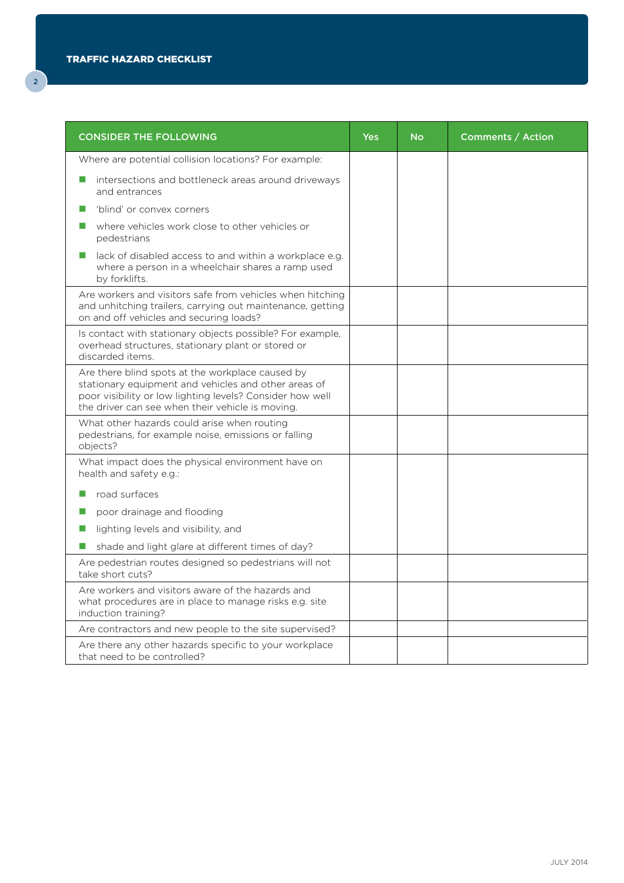| CONSIDER THE FOLLOWING | Yes | No | Comments / Action |
|---|---|---|---|
| Where are potential collision locations? For example:<br>■ intersections and bottleneck areas around driveways and entrances<br>■ 'blind' or convex corners<br>■ where vehicles work close to other vehicles or pedestrians<br>■ lack of disabled access to and within a workplace e.g. where a person in a wheelchair shares a ramp used by forklifts. | | | |
| Are workers and visitors safe from vehicles when hitching and unhitching trailers, carrying out maintenance, getting on and off vehicles and securing loads? | | | |
| Is contact with stationary objects possible? For example, overhead structures, stationary plant or stored or discarded items. | | | |
| Are there blind spots at the workplace caused by stationary equipment and vehicles and other areas of poor visibility or low lighting levels? Consider how well the driver can see when their vehicle is moving. | | | |
| What other hazards could arise when routing pedestrians, for example noise, emissions or falling objects? | | | |
| What impact does the physical environment have on health and safety e.g.:<br>■ road surfaces<br>■ poor drainage and flooding<br>■ lighting levels and visibility, and<br>■ shade and light glare at different times of day? | | | |
| Are pedestrian routes designed so pedestrians will not take short cuts? | | | |
| Are workers and visitors aware of the hazards and what procedures are in place to manage risks e.g. site induction training? | | | |
| Are contractors and new people to the site supervised? | | | |
| Are there any other hazards specific to your workplace that need to be controlled? | | | |